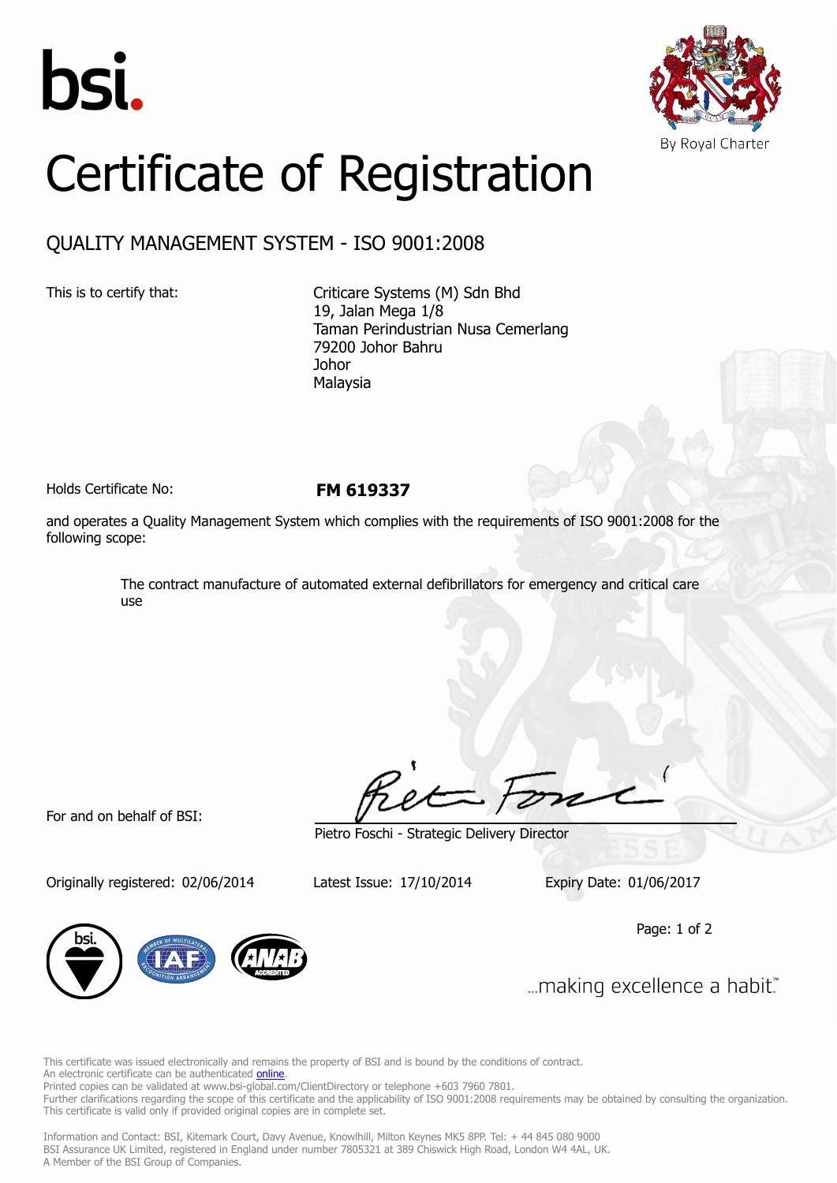bsi.

By Royal Charter

# Certificate of Registration

## QUALITY MANAGEMENT SYSTEM - ISO 9001:2008

This is to certify that:

Criticare Systems (M) Sdn Bhd
19, Jalan Mega 1/8
Taman Perindustrian Nusa Cemerlang
79200 Johor Bahru
Johor
Malaysia

Holds Certificate No: **FM 619337**

and operates a Quality Management System which complies with the requirements of ISO 9001:2008 for the following scope:

> The contract manufacture of automated external defibrillators for emergency and critical care use

For and on behalf of BSI:

Pietro Foschi - Strategic Delivery Director

Originally registered: 02/06/2014 Latest Issue: 17/10/2014 Expiry Date: 01/06/2017

...making excellence a habit.™

This certificate was issued electronically and remains the property of BSI and is bound by the conditions of contract.
An electronic certificate can be authenticated online.
Printed copies can be validated at www.bsi-global.com/ClientDirectory or telephone +603 7960 7801.
Further clarifications regarding the scope of this certificate and the applicability of ISO 9001:2008 requirements may be obtained by consulting the organization.
This certificate is valid only if provided original copies are in complete set.

Information and Contact: BSI, Kitemark Court, Davy Avenue, Knowlhill, Milton Keynes MK5 8PP. Tel: + 44 845 080 9000
BSI Assurance UK Limited, registered in England under number 7805321 at 389 Chiswick High Road, London W4 4AL, UK.
A Member of the BSI Group of Companies.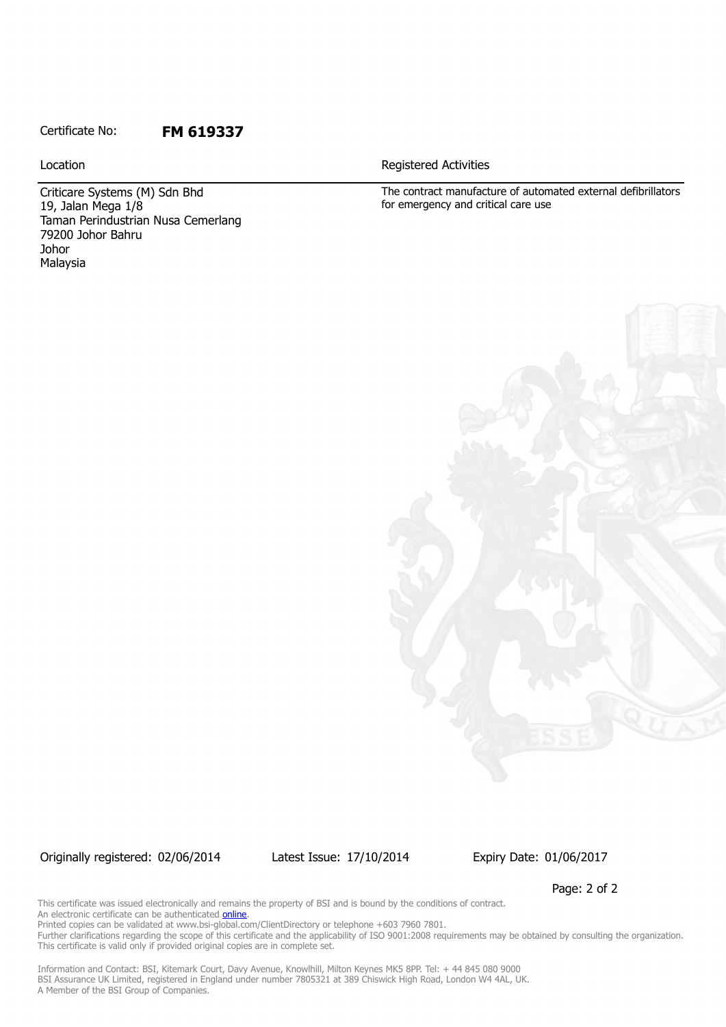Certificate No: **FM 619337**

| Location | Registered Activities |
| --- | --- |
| Criticare Systems (M) Sdn Bhd<br>19, Jalan Mega 1/8<br>Taman Perindustrian Nusa Cemerlang<br>79200 Johor Bahru<br>Johor<br>Malaysia | The contract manufacture of automated external defibrillators for emergency and critical care use |

Originally registered: 02/06/2014    Latest Issue: 17/10/2014    Expiry Date: 01/06/2017

This certificate was issued electronically and remains the property of BSI and is bound by the conditions of contract.
An electronic certificate can be authenticated online.
Printed copies can be validated at www.bsi-global.com/ClientDirectory or telephone +603 7960 7801.
Further clarifications regarding the scope of this certificate and the applicability of ISO 9001:2008 requirements may be obtained by consulting the organization.
This certificate is valid only if provided original copies are in complete set.

Information and Contact: BSI, Kitemark Court, Davy Avenue, Knowlhill, Milton Keynes MK5 8PP. Tel: + 44 845 080 9000
BSI Assurance UK Limited, registered in England under number 7805321 at 389 Chiswick High Road, London W4 4AL, UK.
A Member of the BSI Group of Companies.